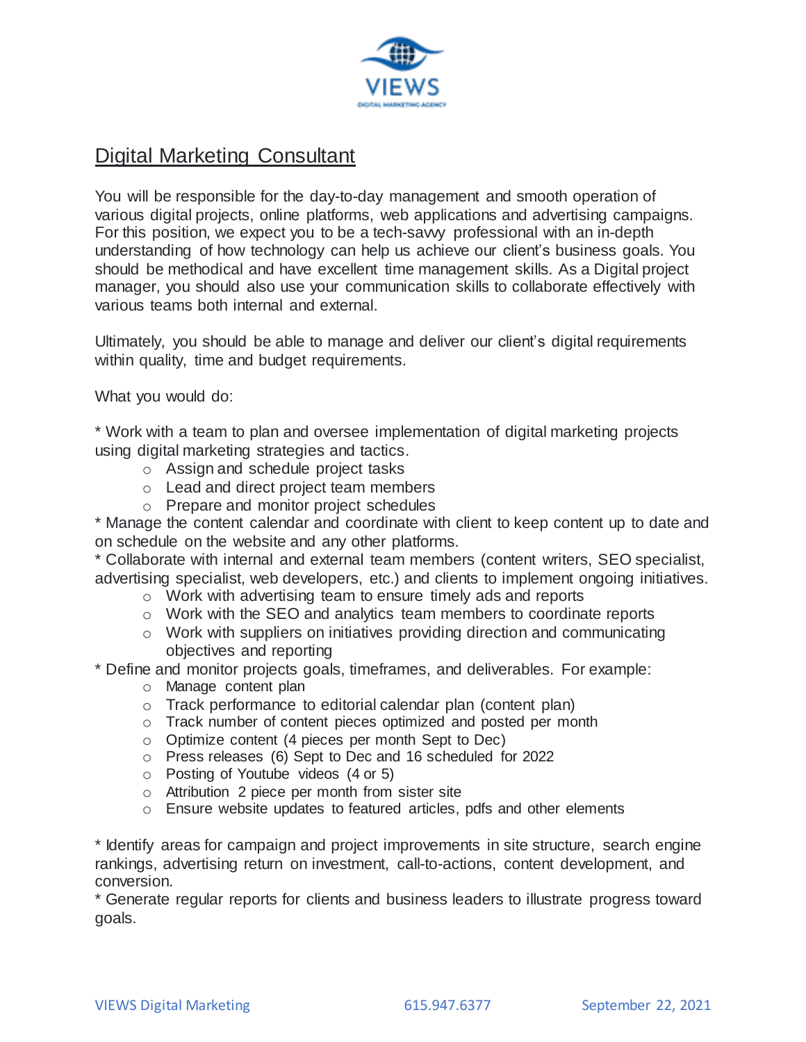# Digital Marketing Consultant

You will be responsible for the day-to-day management and smooth operation of various digital projects, online platforms, web applications and advertising campaigns. For this position, we expect you to be a tech-savvy professional with an in-depth understanding of how technology can help us achieve our client's business goals. You should be methodical and have excellent time management skills. As a Digital project manager, you should also use your communication skills to collaborate effectively with various teams both internal and external.

Ultimately, you should be able to manage and deliver our client's digital requirements within quality, time and budget requirements.

What you would do:

* Work with a team to plan and oversee implementation of digital marketing projects using digital marketing strategies and tactics.
    - Assign and schedule project tasks
    - Lead and direct project team members
    - Prepare and monitor project schedules
* Manage the content calendar and coordinate with client to keep content up to date and on schedule on the website and any other platforms.
* Collaborate with internal and external team members (content writers, SEO specialist, advertising specialist, web developers, etc.) and clients to implement ongoing initiatives.
    - Work with advertising team to ensure timely ads and reports
    - Work with the SEO and analytics team members to coordinate reports
    - Work with suppliers on initiatives providing direction and communicating objectives and reporting
* Define and monitor projects goals, timeframes, and deliverables. For example:
    - Manage content plan
    - Track performance to editorial calendar plan (content plan)
    - Track number of content pieces optimized and posted per month
    - Optimize content (4 pieces per month Sept to Dec)
    - Press releases (6) Sept to Dec and 16 scheduled for 2022
    - Posting of Youtube videos (4 or 5)
    - Attribution 2 piece per month from sister site
    - Ensure website updates to featured articles, pdfs and other elements

* Identify areas for campaign and project improvements in site structure, search engine rankings, advertising return on investment, call-to-actions, content development, and conversion.
* Generate regular reports for clients and business leaders to illustrate progress toward goals.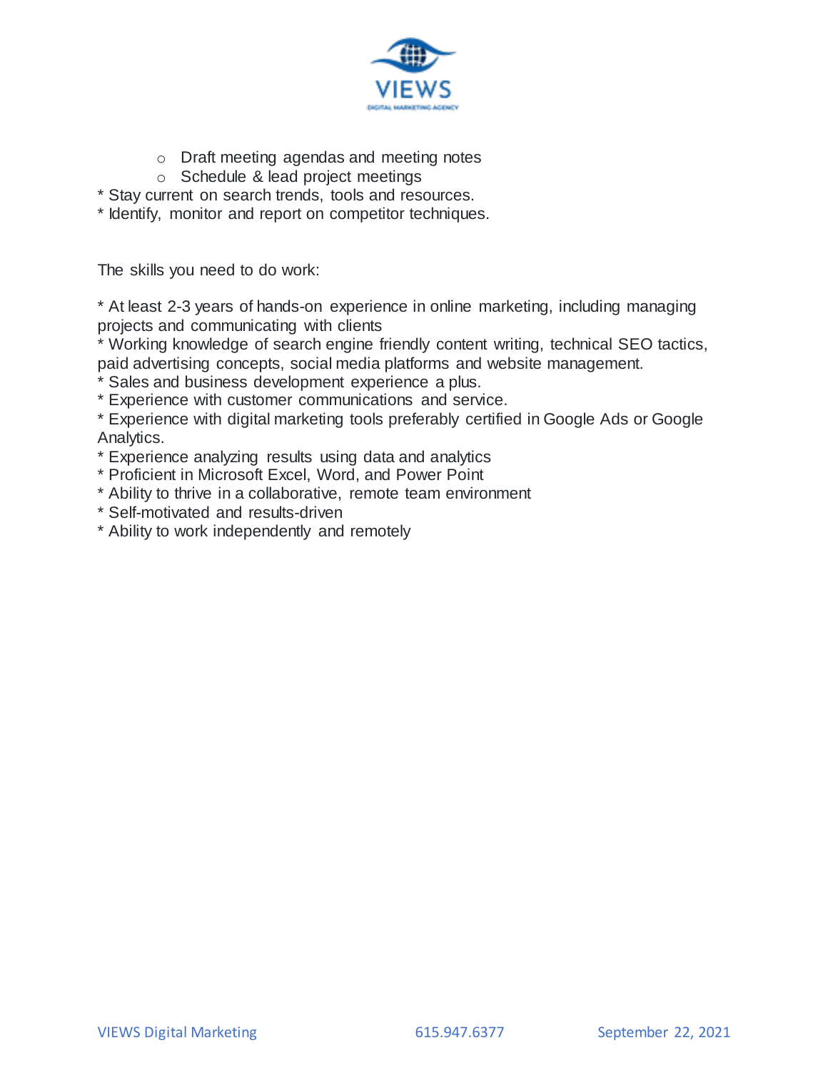- Draft meeting agendas and meeting notes
   - Schedule & lead project meetings

* Stay current on search trends, tools and resources.
* Identify, monitor and report on competitor techniques.

The skills you need to do work:

* At least 2-3 years of hands-on experience in online marketing, including managing projects and communicating with clients
* Working knowledge of search engine friendly content writing, technical SEO tactics, paid advertising concepts, social media platforms and website management.
* Sales and business development experience a plus.
* Experience with customer communications and service.
* Experience with digital marketing tools preferably certified in Google Ads or Google Analytics.
* Experience analyzing results using data and analytics
* Proficient in Microsoft Excel, Word, and Power Point
* Ability to thrive in a collaborative, remote team environment
* Self-motivated and results-driven
* Ability to work independently and remotely